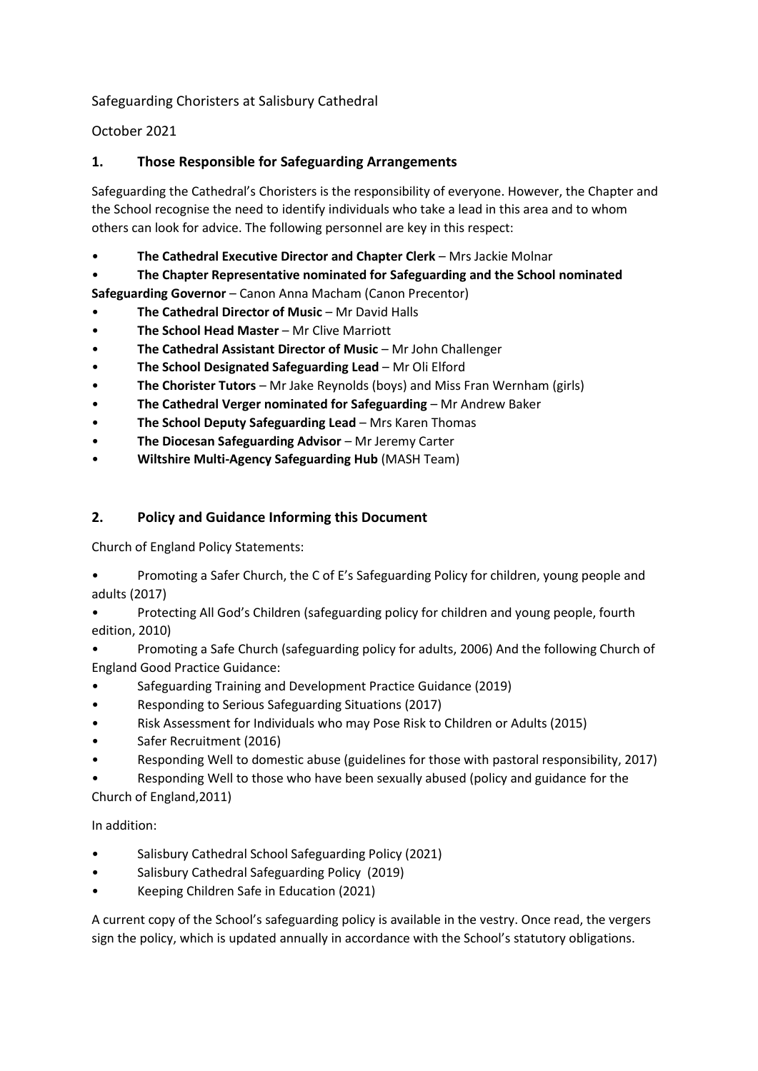Safeguarding Choristers at Salisbury Cathedral

October 2021

## 1. Those Responsible for Safeguarding Arrangements

Safeguarding the Cathedral's Choristers is the responsibility of everyone. However, the Chapter and the School recognise the need to identify individuals who take a lead in this area and to whom others can look for advice. The following personnel are key in this respect:

- **The Cathedral Executive Director and Chapter Clerk** – Mrs Jackie Molnar
- **The Chapter Representative nominated for Safeguarding and the School nominated Safeguarding Governor** – Canon Anna Macham (Canon Precentor)
- **The Cathedral Director of Music** – Mr David Halls
- **The School Head Master** – Mr Clive Marriott
- **The Cathedral Assistant Director of Music** – Mr John Challenger
- **The School Designated Safeguarding Lead** – Mr Oli Elford
- **The Chorister Tutors** – Mr Jake Reynolds (boys) and Miss Fran Wernham (girls)
- **The Cathedral Verger nominated for Safeguarding** – Mr Andrew Baker
- **The School Deputy Safeguarding Lead** – Mrs Karen Thomas
- **The Diocesan Safeguarding Advisor** – Mr Jeremy Carter
- **Wiltshire Multi-Agency Safeguarding Hub** (MASH Team)

## 2. Policy and Guidance Informing this Document

Church of England Policy Statements:

- Promoting a Safer Church, the C of E's Safeguarding Policy for children, young people and adults (2017)
- Protecting All God's Children (safeguarding policy for children and young people, fourth edition, 2010)
- Promoting a Safe Church (safeguarding policy for adults, 2006) And the following Church of England Good Practice Guidance:
- Safeguarding Training and Development Practice Guidance (2019)
- Responding to Serious Safeguarding Situations (2017)
- Risk Assessment for Individuals who may Pose Risk to Children or Adults (2015)
- Safer Recruitment (2016)
- Responding Well to domestic abuse (guidelines for those with pastoral responsibility, 2017)
- Responding Well to those who have been sexually abused (policy and guidance for the Church of England,2011)

In addition:

- Salisbury Cathedral School Safeguarding Policy (2021)
- Salisbury Cathedral Safeguarding Policy (2019)
- Keeping Children Safe in Education (2021)

A current copy of the School's safeguarding policy is available in the vestry. Once read, the vergers sign the policy, which is updated annually in accordance with the School's statutory obligations.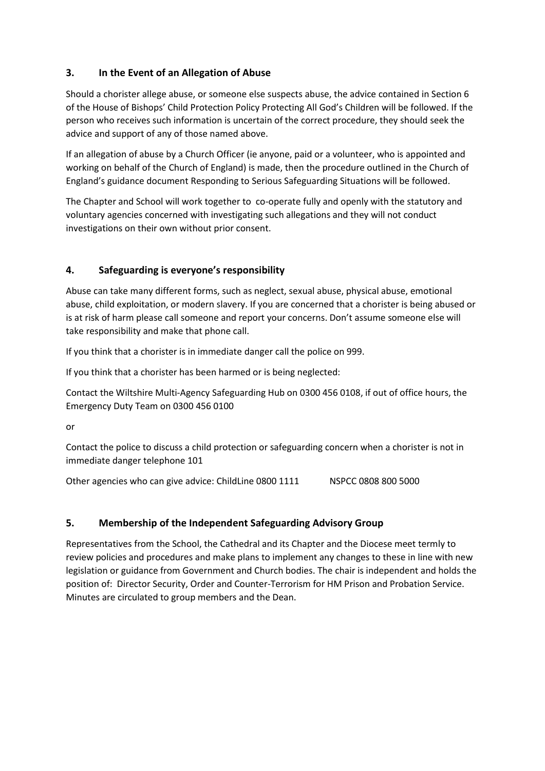## 3. In the Event of an Allegation of Abuse

Should a chorister allege abuse, or someone else suspects abuse, the advice contained in Section 6 of the House of Bishops' Child Protection Policy Protecting All God's Children will be followed. If the person who receives such information is uncertain of the correct procedure, they should seek the advice and support of any of those named above.

If an allegation of abuse by a Church Officer (ie anyone, paid or a volunteer, who is appointed and working on behalf of the Church of England) is made, then the procedure outlined in the Church of England's guidance document Responding to Serious Safeguarding Situations will be followed.

The Chapter and School will work together to co-operate fully and openly with the statutory and voluntary agencies concerned with investigating such allegations and they will not conduct investigations on their own without prior consent.

## 4. Safeguarding is everyone's responsibility

Abuse can take many different forms, such as neglect, sexual abuse, physical abuse, emotional abuse, child exploitation, or modern slavery. If you are concerned that a chorister is being abused or is at risk of harm please call someone and report your concerns. Don't assume someone else will take responsibility and make that phone call.

If you think that a chorister is in immediate danger call the police on 999.

If you think that a chorister has been harmed or is being neglected:

Contact the Wiltshire Multi-Agency Safeguarding Hub on 0300 456 0108, if out of office hours, the Emergency Duty Team on 0300 456 0100

or

Contact the police to discuss a child protection or safeguarding concern when a chorister is not in immediate danger telephone 101

Other agencies who can give advice: ChildLine 0800 1111     NSPCC 0808 800 5000

## 5. Membership of the Independent Safeguarding Advisory Group

Representatives from the School, the Cathedral and its Chapter and the Diocese meet termly to review policies and procedures and make plans to implement any changes to these in line with new legislation or guidance from Government and Church bodies. The chair is independent and holds the position of: Director Security, Order and Counter-Terrorism for HM Prison and Probation Service. Minutes are circulated to group members and the Dean.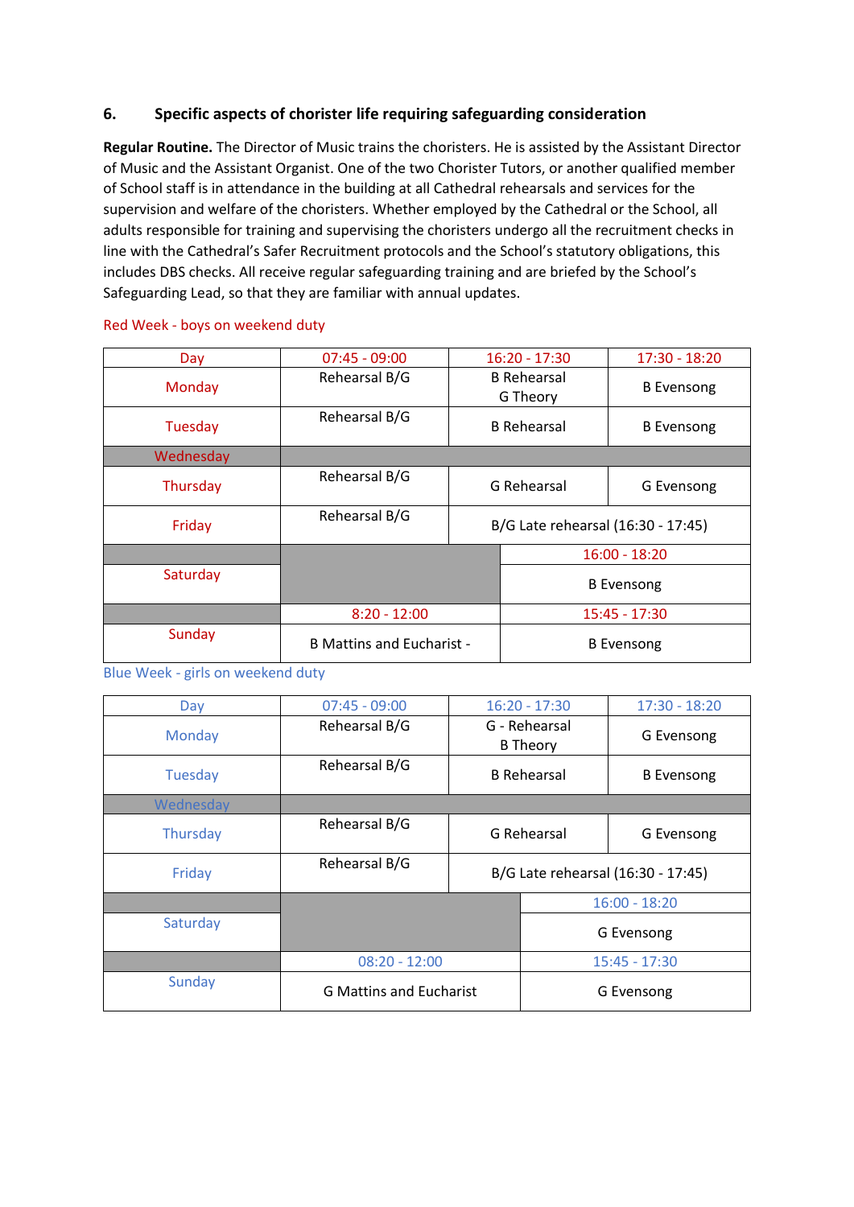## 6. Specific aspects of chorister life requiring safeguarding consideration

**Regular Routine.** The Director of Music trains the choristers. He is assisted by the Assistant Director of Music and the Assistant Organist. One of the two Chorister Tutors, or another qualified member of School staff is in attendance in the building at all Cathedral rehearsals and services for the supervision and welfare of the choristers. Whether employed by the Cathedral or the School, all adults responsible for training and supervising the choristers undergo all the recruitment checks in line with the Cathedral's Safer Recruitment protocols and the School's statutory obligations, this includes DBS checks. All receive regular safeguarding training and are briefed by the School's Safeguarding Lead, so that they are familiar with annual updates.

Red Week - boys on weekend duty

| Day | 07:45 - 09:00 | 16:20 - 17:30 | 17:30 - 18:20 |
|---|---|---|---|
| Monday | Rehearsal B/G | B Rehearsal<br>G Theory | B Evensong |
| Tuesday | Rehearsal B/G | B Rehearsal | B Evensong |
| Wednesday | | | |
| Thursday | Rehearsal B/G | G Rehearsal | G Evensong |
| Friday | Rehearsal B/G | B/G Late rehearsal (16:30 - 17:45) | |
| | | 16:00 - 18:20 | |
| Saturday | | B Evensong | |
| | 8:20 - 12:00 | 15:45 - 17:30 | |
| Sunday | B Mattins and Eucharist - | B Evensong | |

Blue Week - girls on weekend duty

| Day | 07:45 - 09:00 | 16:20 - 17:30 | 17:30 - 18:20 |
|---|---|---|---|
| Monday | Rehearsal B/G | G - Rehearsal<br>B Theory | G Evensong |
| Tuesday | Rehearsal B/G | B Rehearsal | B Evensong |
| Wednesday | | | |
| Thursday | Rehearsal B/G | G Rehearsal | G Evensong |
| Friday | Rehearsal B/G | B/G Late rehearsal (16:30 - 17:45) | |
| | | 16:00 - 18:20 | |
| Saturday | | G Evensong | |
| | 08:20 - 12:00 | 15:45 - 17:30 | |
| Sunday | G Mattins and Eucharist | G Evensong | |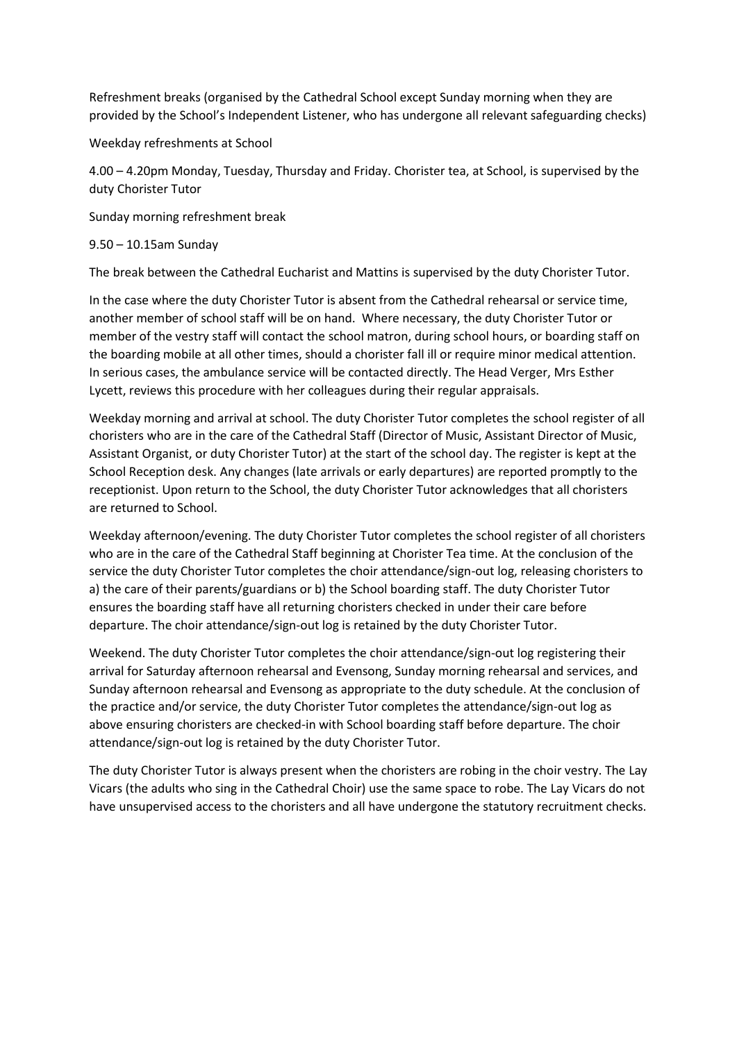Refreshment breaks (organised by the Cathedral School except Sunday morning when they are provided by the School's Independent Listener, who has undergone all relevant safeguarding checks)

Weekday refreshments at School

4.00 – 4.20pm Monday, Tuesday, Thursday and Friday. Chorister tea, at School, is supervised by the duty Chorister Tutor

Sunday morning refreshment break

9.50 – 10.15am Sunday

The break between the Cathedral Eucharist and Mattins is supervised by the duty Chorister Tutor.

In the case where the duty Chorister Tutor is absent from the Cathedral rehearsal or service time, another member of school staff will be on hand. Where necessary, the duty Chorister Tutor or member of the vestry staff will contact the school matron, during school hours, or boarding staff on the boarding mobile at all other times, should a chorister fall ill or require minor medical attention. In serious cases, the ambulance service will be contacted directly. The Head Verger, Mrs Esther Lycett, reviews this procedure with her colleagues during their regular appraisals.

Weekday morning and arrival at school. The duty Chorister Tutor completes the school register of all choristers who are in the care of the Cathedral Staff (Director of Music, Assistant Director of Music, Assistant Organist, or duty Chorister Tutor) at the start of the school day. The register is kept at the School Reception desk. Any changes (late arrivals or early departures) are reported promptly to the receptionist. Upon return to the School, the duty Chorister Tutor acknowledges that all choristers are returned to School.

Weekday afternoon/evening. The duty Chorister Tutor completes the school register of all choristers who are in the care of the Cathedral Staff beginning at Chorister Tea time. At the conclusion of the service the duty Chorister Tutor completes the choir attendance/sign-out log, releasing choristers to a) the care of their parents/guardians or b) the School boarding staff. The duty Chorister Tutor ensures the boarding staff have all returning choristers checked in under their care before departure. The choir attendance/sign-out log is retained by the duty Chorister Tutor.

Weekend. The duty Chorister Tutor completes the choir attendance/sign-out log registering their arrival for Saturday afternoon rehearsal and Evensong, Sunday morning rehearsal and services, and Sunday afternoon rehearsal and Evensong as appropriate to the duty schedule. At the conclusion of the practice and/or service, the duty Chorister Tutor completes the attendance/sign-out log as above ensuring choristers are checked-in with School boarding staff before departure. The choir attendance/sign-out log is retained by the duty Chorister Tutor.

The duty Chorister Tutor is always present when the choristers are robing in the choir vestry. The Lay Vicars (the adults who sing in the Cathedral Choir) use the same space to robe. The Lay Vicars do not have unsupervised access to the choristers and all have undergone the statutory recruitment checks.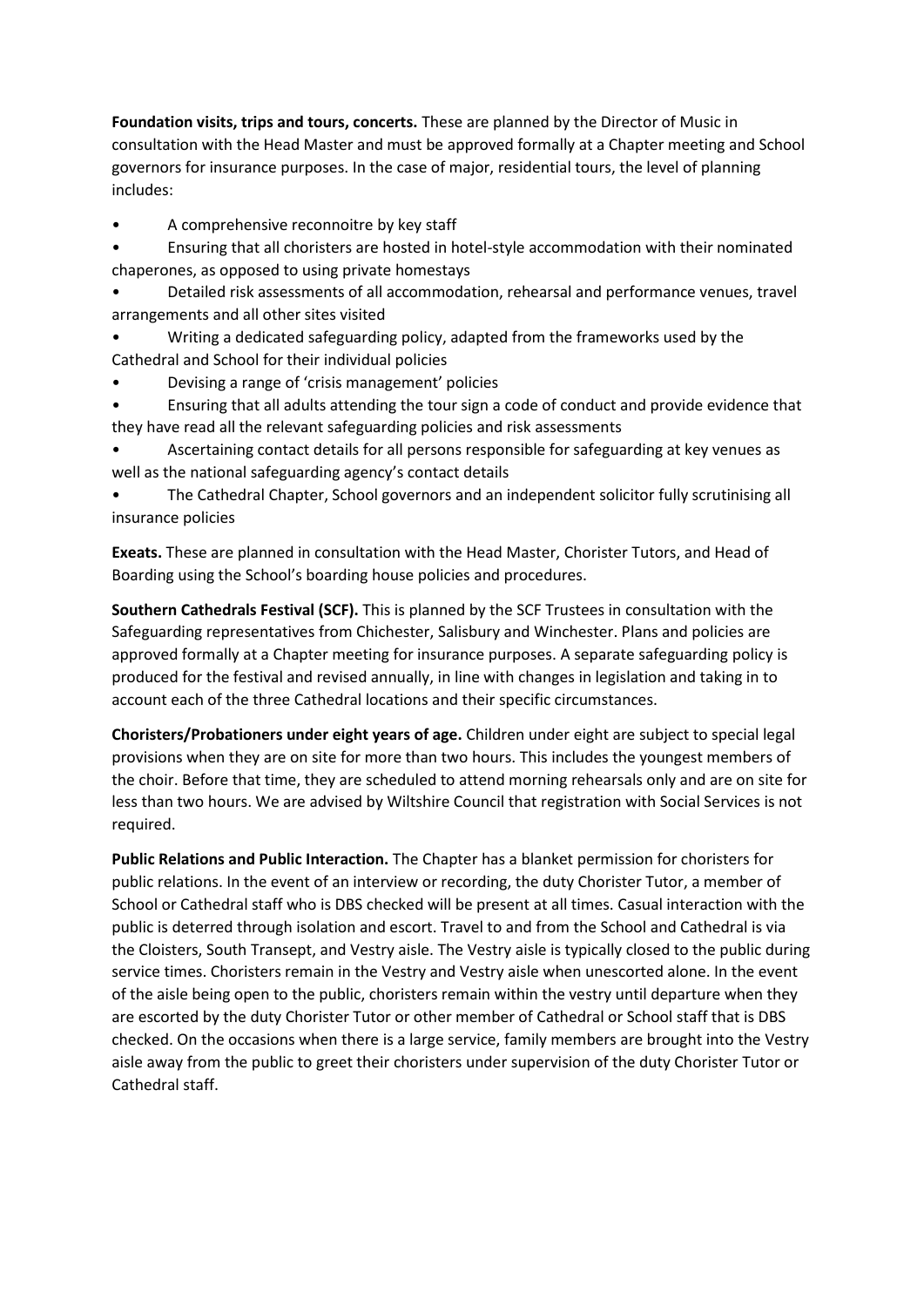**Foundation visits, trips and tours, concerts.** These are planned by the Director of Music in consultation with the Head Master and must be approved formally at a Chapter meeting and School governors for insurance purposes. In the case of major, residential tours, the level of planning includes:

- A comprehensive reconnoitre by key staff
- Ensuring that all choristers are hosted in hotel-style accommodation with their nominated chaperones, as opposed to using private homestays
- Detailed risk assessments of all accommodation, rehearsal and performance venues, travel arrangements and all other sites visited
- Writing a dedicated safeguarding policy, adapted from the frameworks used by the Cathedral and School for their individual policies
- Devising a range of 'crisis management' policies
- Ensuring that all adults attending the tour sign a code of conduct and provide evidence that they have read all the relevant safeguarding policies and risk assessments
- Ascertaining contact details for all persons responsible for safeguarding at key venues as well as the national safeguarding agency's contact details
- The Cathedral Chapter, School governors and an independent solicitor fully scrutinising all insurance policies

**Exeats.** These are planned in consultation with the Head Master, Chorister Tutors, and Head of Boarding using the School's boarding house policies and procedures.

**Southern Cathedrals Festival (SCF).** This is planned by the SCF Trustees in consultation with the Safeguarding representatives from Chichester, Salisbury and Winchester. Plans and policies are approved formally at a Chapter meeting for insurance purposes. A separate safeguarding policy is produced for the festival and revised annually, in line with changes in legislation and taking in to account each of the three Cathedral locations and their specific circumstances.

**Choristers/Probationers under eight years of age.** Children under eight are subject to special legal provisions when they are on site for more than two hours. This includes the youngest members of the choir. Before that time, they are scheduled to attend morning rehearsals only and are on site for less than two hours. We are advised by Wiltshire Council that registration with Social Services is not required.

**Public Relations and Public Interaction.** The Chapter has a blanket permission for choristers for public relations. In the event of an interview or recording, the duty Chorister Tutor, a member of School or Cathedral staff who is DBS checked will be present at all times. Casual interaction with the public is deterred through isolation and escort. Travel to and from the School and Cathedral is via the Cloisters, South Transept, and Vestry aisle. The Vestry aisle is typically closed to the public during service times. Choristers remain in the Vestry and Vestry aisle when unescorted alone. In the event of the aisle being open to the public, choristers remain within the vestry until departure when they are escorted by the duty Chorister Tutor or other member of Cathedral or School staff that is DBS checked. On the occasions when there is a large service, family members are brought into the Vestry aisle away from the public to greet their choristers under supervision of the duty Chorister Tutor or Cathedral staff.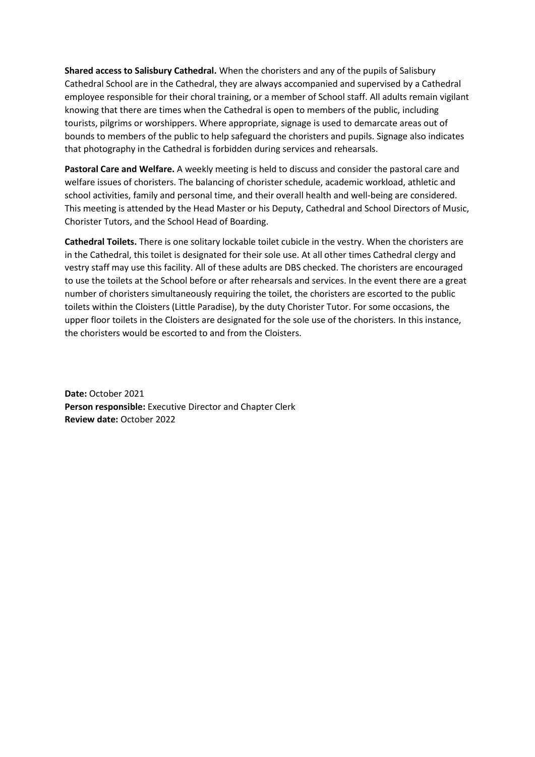**Shared access to Salisbury Cathedral.** When the choristers and any of the pupils of Salisbury Cathedral School are in the Cathedral, they are always accompanied and supervised by a Cathedral employee responsible for their choral training, or a member of School staff. All adults remain vigilant knowing that there are times when the Cathedral is open to members of the public, including tourists, pilgrims or worshippers. Where appropriate, signage is used to demarcate areas out of bounds to members of the public to help safeguard the choristers and pupils. Signage also indicates that photography in the Cathedral is forbidden during services and rehearsals.

**Pastoral Care and Welfare.** A weekly meeting is held to discuss and consider the pastoral care and welfare issues of choristers. The balancing of chorister schedule, academic workload, athletic and school activities, family and personal time, and their overall health and well-being are considered. This meeting is attended by the Head Master or his Deputy, Cathedral and School Directors of Music, Chorister Tutors, and the School Head of Boarding.

**Cathedral Toilets.** There is one solitary lockable toilet cubicle in the vestry. When the choristers are in the Cathedral, this toilet is designated for their sole use. At all other times Cathedral clergy and vestry staff may use this facility. All of these adults are DBS checked. The choristers are encouraged to use the toilets at the School before or after rehearsals and services. In the event there are a great number of choristers simultaneously requiring the toilet, the choristers are escorted to the public toilets within the Cloisters (Little Paradise), by the duty Chorister Tutor. For some occasions, the upper floor toilets in the Cloisters are designated for the sole use of the choristers. In this instance, the choristers would be escorted to and from the Cloisters.

**Date:** October 2021
**Person responsible:** Executive Director and Chapter Clerk
**Review date:** October 2022